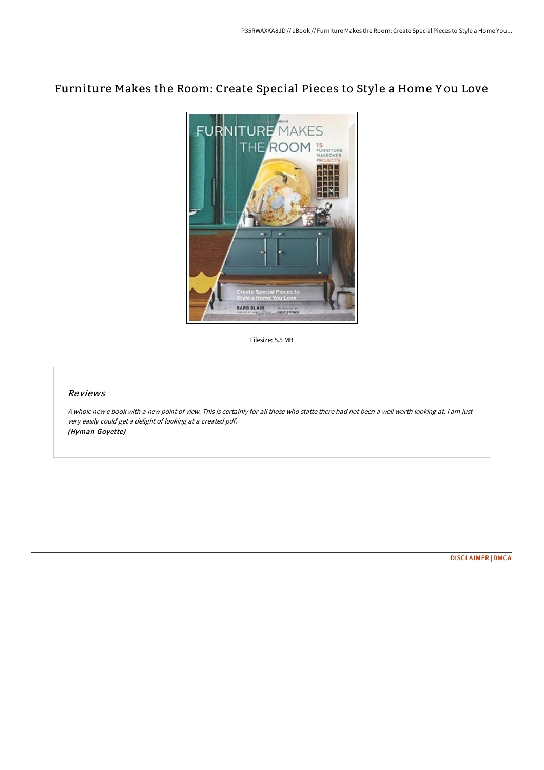# Furniture Makes the Room: Create Special Pieces to Style a Home You Love

Filesize: 5.5 MB

## Reviews

*A whole new e book with a new point of view. This is certainly for all those who statte there had not been a well worth looking at. I am just very easily could get a delight of looking at a created pdf.*
***(Hyman Goyette)***

DISCLAIMER | DMCA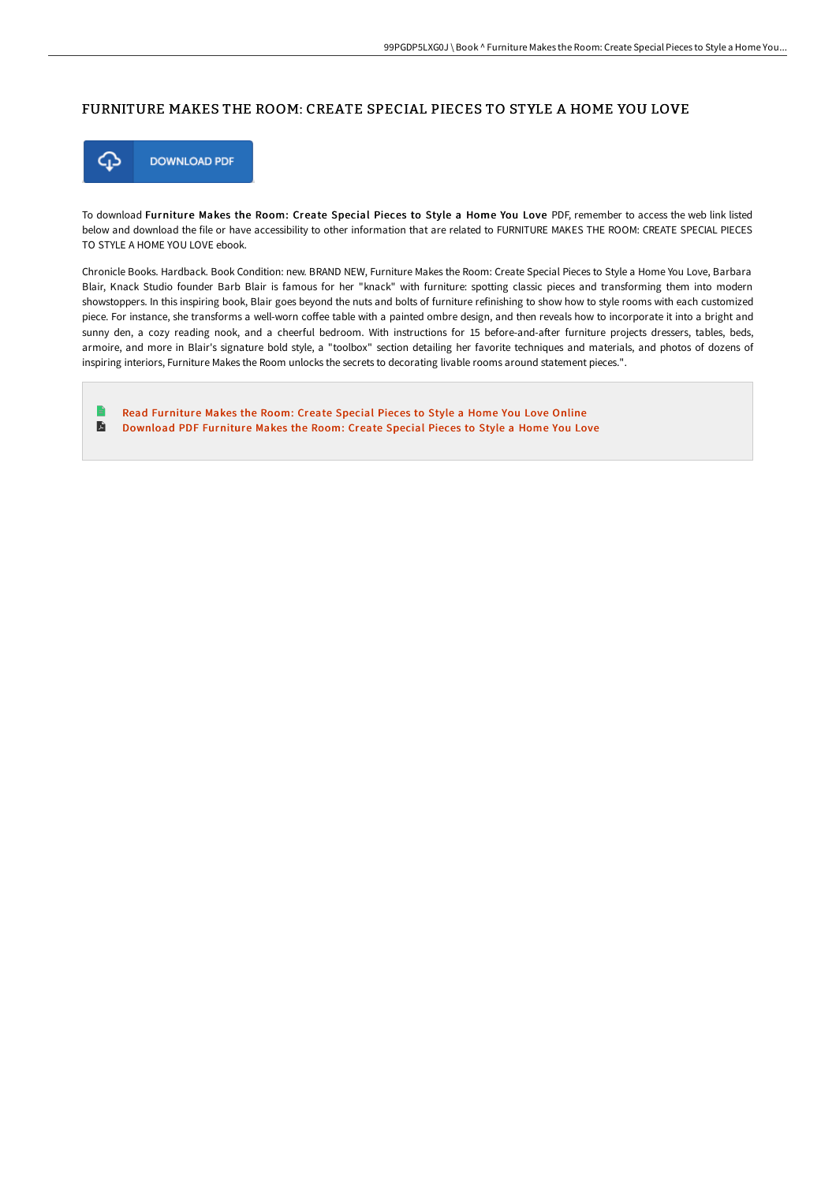# FURNITURE MAKES THE ROOM: CREATE SPECIAL PIECES TO STYLE A HOME YOU LOVE

DOWNLOAD PDF

To download **Furniture Makes the Room: Create Special Pieces to Style a Home You Love** PDF, remember to access the web link listed below and download the file or have accessibility to other information that are related to FURNITURE MAKES THE ROOM: CREATE SPECIAL PIECES TO STYLE A HOME YOU LOVE ebook.

Chronicle Books. Hardback. Book Condition: new. BRAND NEW, Furniture Makes the Room: Create Special Pieces to Style a Home You Love, Barbara Blair, Knack Studio founder Barb Blair is famous for her "knack" with furniture: spotting classic pieces and transforming them into modern showstoppers. In this inspiring book, Blair goes beyond the nuts and bolts of furniture refinishing to show how to style rooms with each customized piece. For instance, she transforms a well-worn coffee table with a painted ombre design, and then reveals how to incorporate it into a bright and sunny den, a cozy reading nook, and a cheerful bedroom. With instructions for 15 before-and-after furniture projects dressers, tables, beds, armoire, and more in Blair's signature bold style, a "toolbox" section detailing her favorite techniques and materials, and photos of dozens of inspiring interiors, Furniture Makes the Room unlocks the secrets to decorating livable rooms around statement pieces.".

- Read Furniture Makes the Room: Create Special Pieces to Style a Home You Love Online
- Download PDF Furniture Makes the Room: Create Special Pieces to Style a Home You Love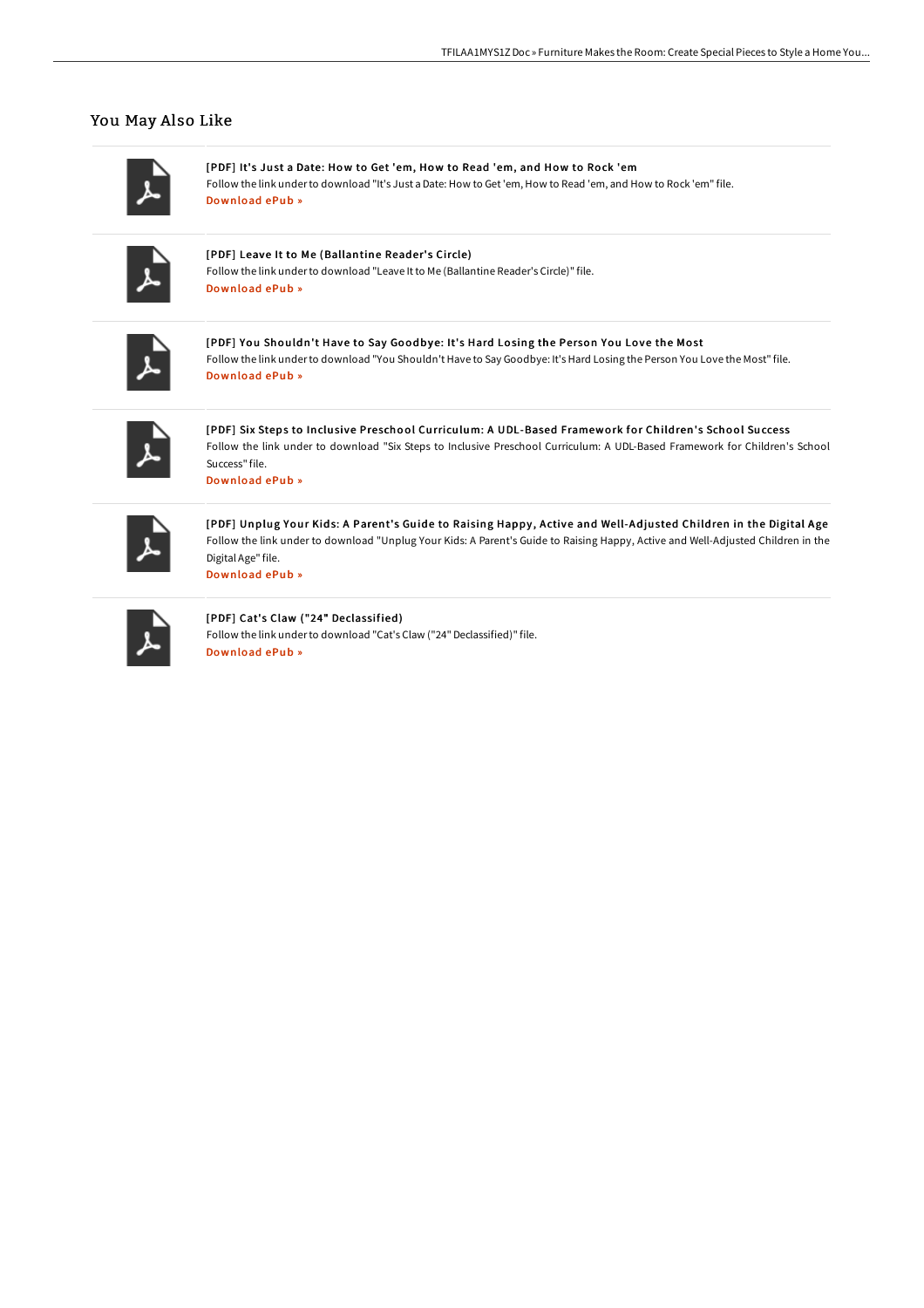## You May Also Like

**[PDF] It's Just a Date: How to Get 'em, How to Read 'em, and How to Rock 'em**
Follow the link under to download "It's Just a Date: How to Get 'em, How to Read 'em, and How to Rock 'em" file.
Download ePub »

**[PDF] Leave It to Me (Ballantine Reader's Circle)**
Follow the link under to download "Leave It to Me (Ballantine Reader's Circle)" file.
Download ePub »

**[PDF] You Shouldn't Have to Say Goodbye: It's Hard Losing the Person You Love the Most**
Follow the link under to download "You Shouldn't Have to Say Goodbye: It's Hard Losing the Person You Love the Most" file.
Download ePub »

**[PDF] Six Steps to Inclusive Preschool Curriculum: A UDL-Based Framework for Children's School Success**
Follow the link under to download "Six Steps to Inclusive Preschool Curriculum: A UDL-Based Framework for Children's School Success" file.
Download ePub »

**[PDF] Unplug Your Kids: A Parent's Guide to Raising Happy, Active and Well-Adjusted Children in the Digital Age**
Follow the link under to download "Unplug Your Kids: A Parent's Guide to Raising Happy, Active and Well-Adjusted Children in the Digital Age" file.
Download ePub »

**[PDF] Cat's Claw ("24" Declassified)**
Follow the link under to download "Cat's Claw ("24" Declassified)" file.
Download ePub »